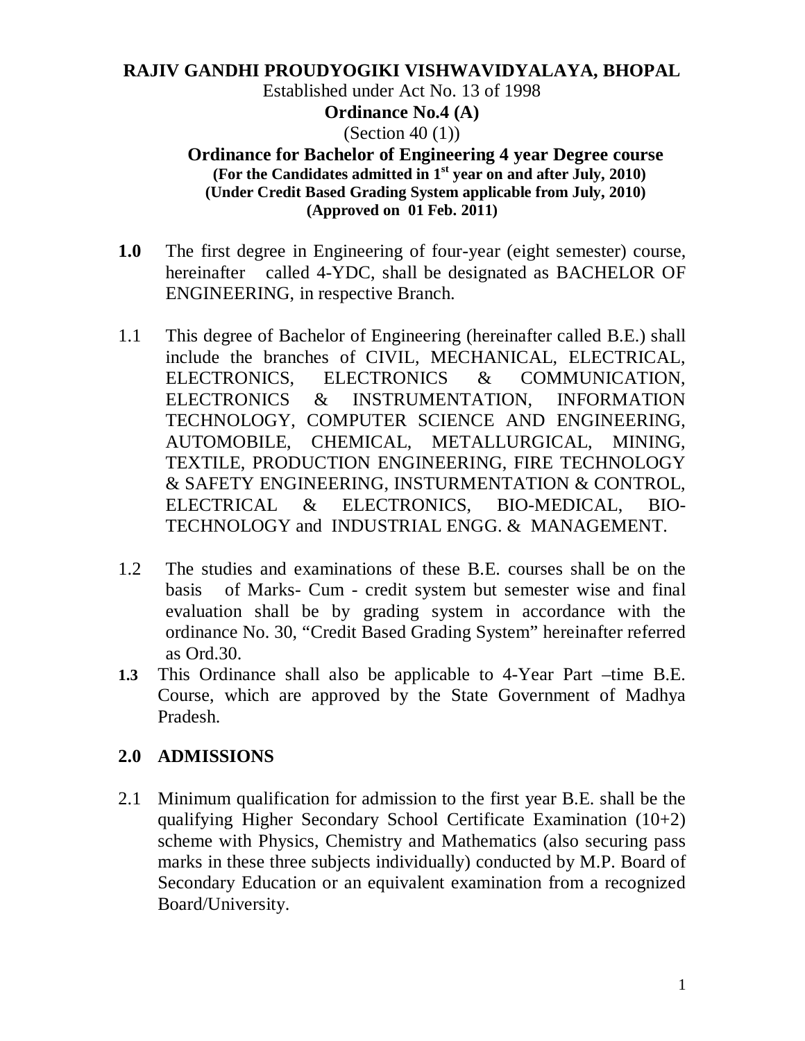**RAJIV GANDHI PROUDYOGIKI VISHWAVIDYALAYA, BHOPAL**

Established under Act No. 13 of 1998

**Ordinance No.4 (A)**

(Section 40 (1))

**Ordinance for Bachelor of Engineering 4 year Degree course**

**(For the Candidates admitted in 1st year on and after July, 2010)**

**(Under Credit Based Grading System applicable from July, 2010)**

**(Approved on 01 Feb. 2011)**

**1.0** The first degree in Engineering of four-year (eight semester) course, hereinafter called 4-YDC, shall be designated as BACHELOR OF ENGINEERING, in respective Branch.

1.1 This degree of Bachelor of Engineering (hereinafter called B.E.) shall include the branches of CIVIL, MECHANICAL, ELECTRICAL, ELECTRONICS, ELECTRONICS & COMMUNICATION, ELECTRONICS & INSTRUMENTATION, INFORMATION TECHNOLOGY, COMPUTER SCIENCE AND ENGINEERING, AUTOMOBILE, CHEMICAL, METALLURGICAL, MINING, TEXTILE, PRODUCTION ENGINEERING, FIRE TECHNOLOGY & SAFETY ENGINEERING, INSTURMENTATION & CONTROL, ELECTRICAL & ELECTRONICS, BIO-MEDICAL, BIO-TECHNOLOGY and INDUSTRIAL ENGG. & MANAGEMENT.

1.2 The studies and examinations of these B.E. courses shall be on the basis of Marks- Cum - credit system but semester wise and final evaluation shall be by grading system in accordance with the ordinance No. 30, "Credit Based Grading System" hereinafter referred as Ord.30.

**1.3** This Ordinance shall also be applicable to 4-Year Part –time B.E. Course, which are approved by the State Government of Madhya Pradesh.

## 2.0 ADMISSIONS

2.1 Minimum qualification for admission to the first year B.E. shall be the qualifying Higher Secondary School Certificate Examination (10+2) scheme with Physics, Chemistry and Mathematics (also securing pass marks in these three subjects individually) conducted by M.P. Board of Secondary Education or an equivalent examination from a recognized Board/University.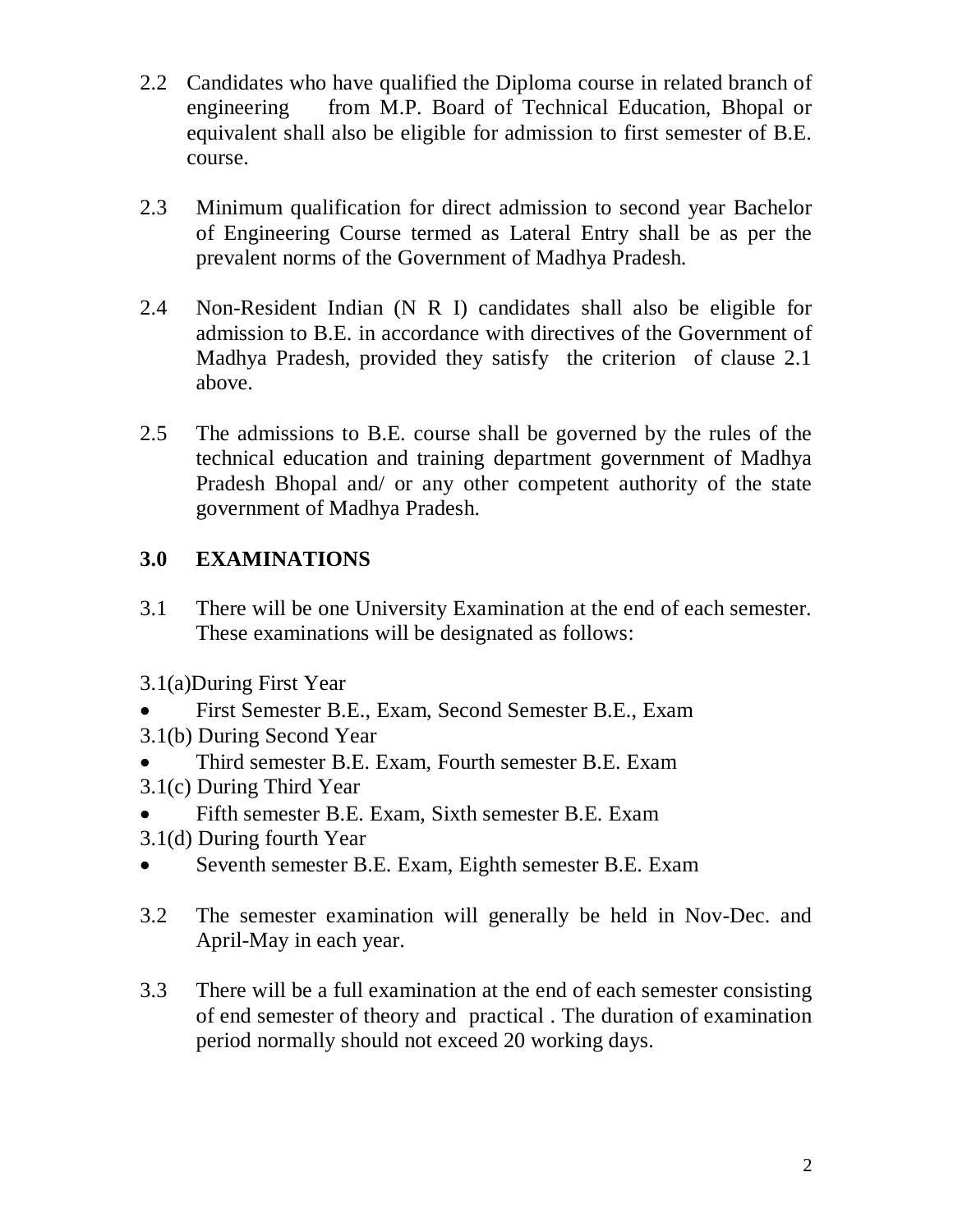2.2 Candidates who have qualified the Diploma course in related branch of engineering from M.P. Board of Technical Education, Bhopal or equivalent shall also be eligible for admission to first semester of B.E. course.

2.3 Minimum qualification for direct admission to second year Bachelor of Engineering Course termed as Lateral Entry shall be as per the prevalent norms of the Government of Madhya Pradesh.

2.4 Non-Resident Indian (N R I) candidates shall also be eligible for admission to B.E. in accordance with directives of the Government of Madhya Pradesh, provided they satisfy the criterion of clause 2.1 above.

2.5 The admissions to B.E. course shall be governed by the rules of the technical education and training department government of Madhya Pradesh Bhopal and/ or any other competent authority of the state government of Madhya Pradesh.

## 3.0 EXAMINATIONS

3.1 There will be one University Examination at the end of each semester. These examinations will be designated as follows:

3.1(a)During First Year

- First Semester B.E., Exam, Second Semester B.E., Exam

3.1(b) During Second Year

- Third semester B.E. Exam, Fourth semester B.E. Exam

3.1(c) During Third Year

- Fifth semester B.E. Exam, Sixth semester B.E. Exam

3.1(d) During fourth Year

- Seventh semester B.E. Exam, Eighth semester B.E. Exam

3.2 The semester examination will generally be held in Nov-Dec. and April-May in each year.

3.3 There will be a full examination at the end of each semester consisting of end semester of theory and practical . The duration of examination period normally should not exceed 20 working days.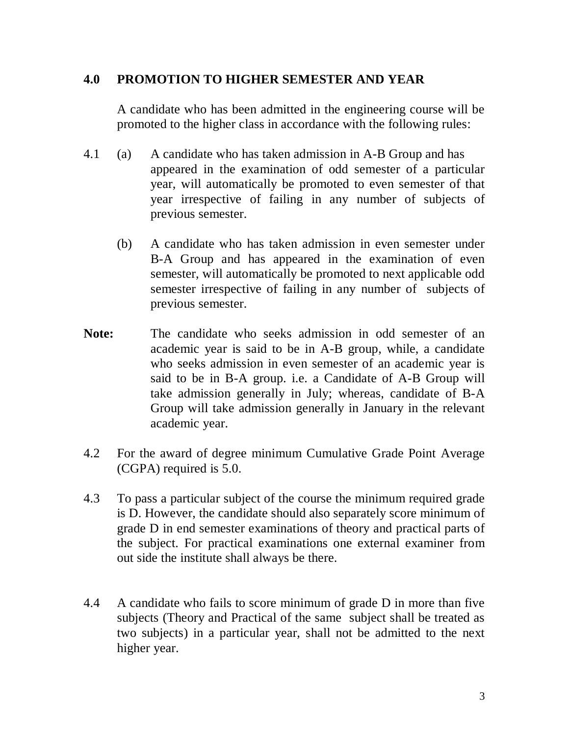## 4.0 PROMOTION TO HIGHER SEMESTER AND YEAR

A candidate who has been admitted in the engineering course will be promoted to the higher class in accordance with the following rules:

4.1 (a) A candidate who has taken admission in A-B Group and has appeared in the examination of odd semester of a particular year, will automatically be promoted to even semester of that year irrespective of failing in any number of subjects of previous semester.

(b) A candidate who has taken admission in even semester under B-A Group and has appeared in the examination of even semester, will automatically be promoted to next applicable odd semester irrespective of failing in any number of subjects of previous semester.

**Note:** The candidate who seeks admission in odd semester of an academic year is said to be in A-B group, while, a candidate who seeks admission in even semester of an academic year is said to be in B-A group. i.e. a Candidate of A-B Group will take admission generally in July; whereas, candidate of B-A Group will take admission generally in January in the relevant academic year.

4.2 For the award of degree minimum Cumulative Grade Point Average (CGPA) required is 5.0.

4.3 To pass a particular subject of the course the minimum required grade is D. However, the candidate should also separately score minimum of grade D in end semester examinations of theory and practical parts of the subject. For practical examinations one external examiner from out side the institute shall always be there.

4.4 A candidate who fails to score minimum of grade D in more than five subjects (Theory and Practical of the same subject shall be treated as two subjects) in a particular year, shall not be admitted to the next higher year.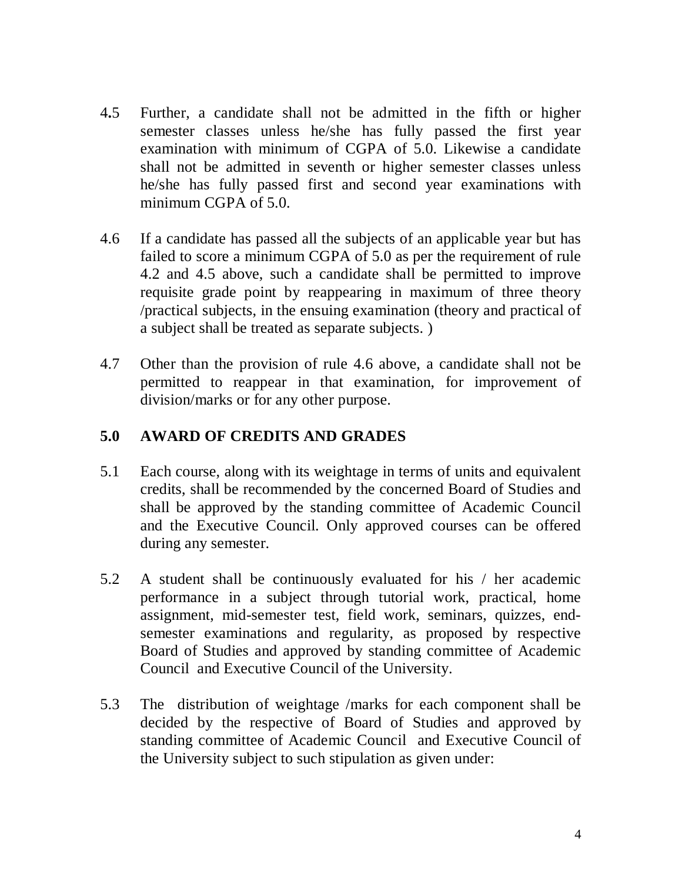4.5 Further, a candidate shall not be admitted in the fifth or higher semester classes unless he/she has fully passed the first year examination with minimum of CGPA of 5.0. Likewise a candidate shall not be admitted in seventh or higher semester classes unless he/she has fully passed first and second year examinations with minimum CGPA of 5.0.

4.6 If a candidate has passed all the subjects of an applicable year but has failed to score a minimum CGPA of 5.0 as per the requirement of rule 4.2 and 4.5 above, such a candidate shall be permitted to improve requisite grade point by reappearing in maximum of three theory /practical subjects, in the ensuing examination (theory and practical of a subject shall be treated as separate subjects. )

4.7 Other than the provision of rule 4.6 above, a candidate shall not be permitted to reappear in that examination, for improvement of division/marks or for any other purpose.

## 5.0 AWARD OF CREDITS AND GRADES

5.1 Each course, along with its weightage in terms of units and equivalent credits, shall be recommended by the concerned Board of Studies and shall be approved by the standing committee of Academic Council and the Executive Council. Only approved courses can be offered during any semester.

5.2 A student shall be continuously evaluated for his / her academic performance in a subject through tutorial work, practical, home assignment, mid-semester test, field work, seminars, quizzes, end-semester examinations and regularity, as proposed by respective Board of Studies and approved by standing committee of Academic Council and Executive Council of the University.

5.3 The distribution of weightage /marks for each component shall be decided by the respective of Board of Studies and approved by standing committee of Academic Council and Executive Council of the University subject to such stipulation as given under: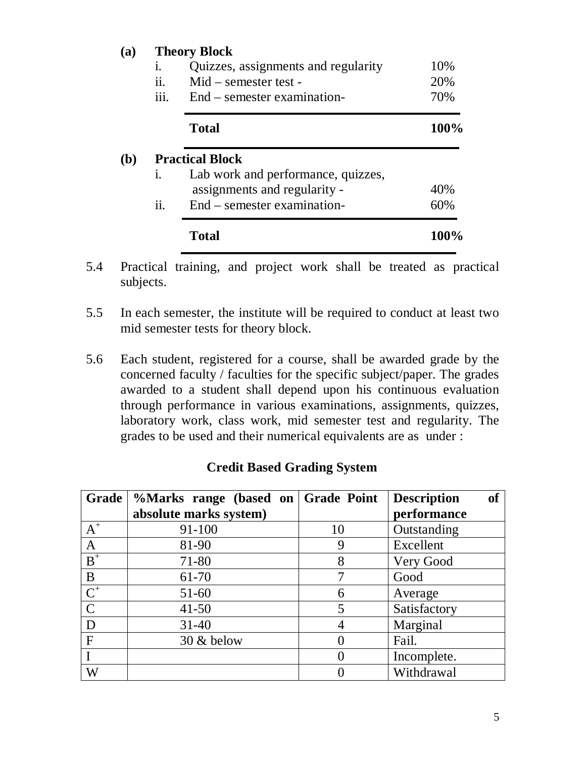**(a) Theory Block**

| | | |
|---|---|---|
| i. | Quizzes, assignments and regularity | 10% |
| ii. | Mid – semester test - | 20% |
| iii. | End – semester examination- | 70% |
| | **Total** | **100%** |

**(b) Practical Block**

| | | |
|---|---|---|
| i. | Lab work and performance, quizzes, assignments and regularity - | 40% |
| ii. | End – semester examination- | 60% |
| | **Total** | **100%** |

5.4 Practical training, and project work shall be treated as practical subjects.

5.5 In each semester, the institute will be required to conduct at least two mid semester tests for theory block.

5.6 Each student, registered for a course, shall be awarded grade by the concerned faculty / faculties for the specific subject/paper. The grades awarded to a student shall depend upon his continuous evaluation through performance in various examinations, assignments, quizzes, laboratory work, class work, mid semester test and regularity. The grades to be used and their numerical equivalents are as under :

**Credit Based Grading System**

| Grade | %Marks range (based on absolute marks system) | Grade Point | Description of performance |
|---|---|---|---|
| $A^+$ | 91-100 | 10 | Outstanding |
| A | 81-90 | 9 | Excellent |
| $B^+$ | 71-80 | 8 | Very Good |
| B | 61-70 | 7 | Good |
| $C^+$ | 51-60 | 6 | Average |
| C | 41-50 | 5 | Satisfactory |
| D | 31-40 | 4 | Marginal |
| F | 30 & below | 0 | Fail. |
| I | | 0 | Incomplete. |
| W | | 0 | Withdrawal |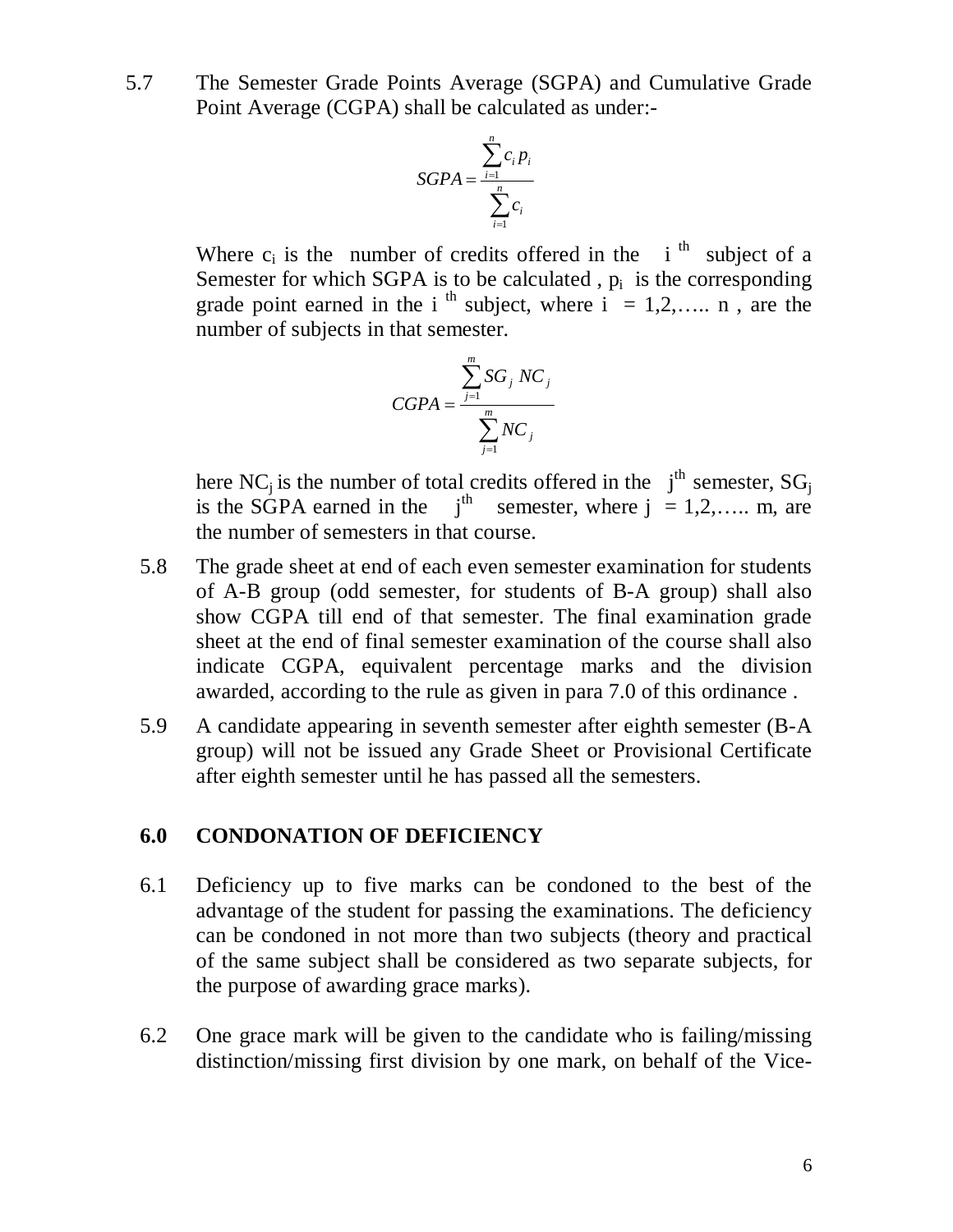5.7 The Semester Grade Points Average (SGPA) and Cumulative Grade Point Average (CGPA) shall be calculated as under:-

$$SGPA = \frac{\sum_{i=1}^{n} c_i p_i}{\sum_{i=1}^{n} c_i}$$

Where $c_i$ is the number of credits offered in the $i^{th}$ subject of a Semester for which SGPA is to be calculated , $p_i$ is the corresponding grade point earned in the $i^{th}$ subject, where $i = 1,2,\ldots..\ n$ , are the number of subjects in that semester.

$$CGPA = \frac{\sum_{j=1}^{m} SG_j\ NC_j}{\sum_{j=1}^{m} NC_j}$$

here $NC_j$ is the number of total credits offered in the $j^{th}$ semester, $SG_j$ is the SGPA earned in the $j^{th}$ semester, where $j = 1,2,\ldots..\ m$, are the number of semesters in that course.

5.8 The grade sheet at end of each even semester examination for students of A-B group (odd semester, for students of B-A group) shall also show CGPA till end of that semester. The final examination grade sheet at the end of final semester examination of the course shall also indicate CGPA, equivalent percentage marks and the division awarded, according to the rule as given in para 7.0 of this ordinance .

5.9 A candidate appearing in seventh semester after eighth semester (B-A group) will not be issued any Grade Sheet or Provisional Certificate after eighth semester until he has passed all the semesters.

## 6.0 CONDONATION OF DEFICIENCY

6.1 Deficiency up to five marks can be condoned to the best of the advantage of the student for passing the examinations. The deficiency can be condoned in not more than two subjects (theory and practical of the same subject shall be considered as two separate subjects, for the purpose of awarding grace marks).

6.2 One grace mark will be given to the candidate who is failing/missing distinction/missing first division by one mark, on behalf of the Vice-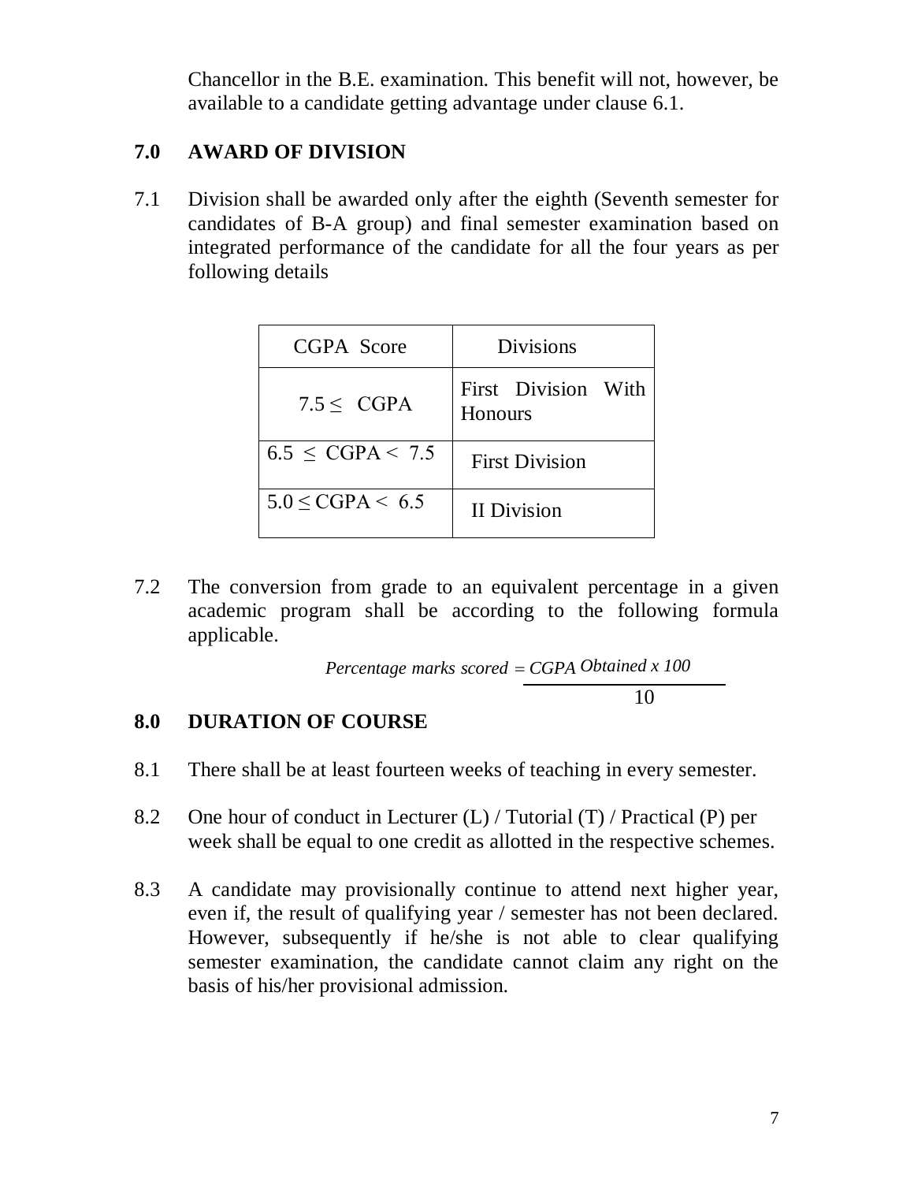Chancellor in the B.E. examination. This benefit will not, however, be available to a candidate getting advantage under clause 6.1.

## 7.0 AWARD OF DIVISION

7.1 Division shall be awarded only after the eighth (Seventh semester for candidates of B-A group) and final semester examination based on integrated performance of the candidate for all the four years as per following details

| CGPA Score | Divisions |
|---|---|
| $7.5 \leq$ CGPA | First Division With Honours |
| $6.5 \leq$ CGPA $< 7.5$ | First Division |
| $5.0 \leq$ CGPA $< 6.5$ | II Division |

7.2 The conversion from grade to an equivalent percentage in a given academic program shall be according to the following formula applicable.

$$\textit{Percentage marks scored} = \frac{\textit{CGPA Obtained x 100}}{10}$$

## 8.0 DURATION OF COURSE

8.1 There shall be at least fourteen weeks of teaching in every semester.

8.2 One hour of conduct in Lecturer (L) / Tutorial (T) / Practical (P) per week shall be equal to one credit as allotted in the respective schemes.

8.3 A candidate may provisionally continue to attend next higher year, even if, the result of qualifying year / semester has not been declared. However, subsequently if he/she is not able to clear qualifying semester examination, the candidate cannot claim any right on the basis of his/her provisional admission.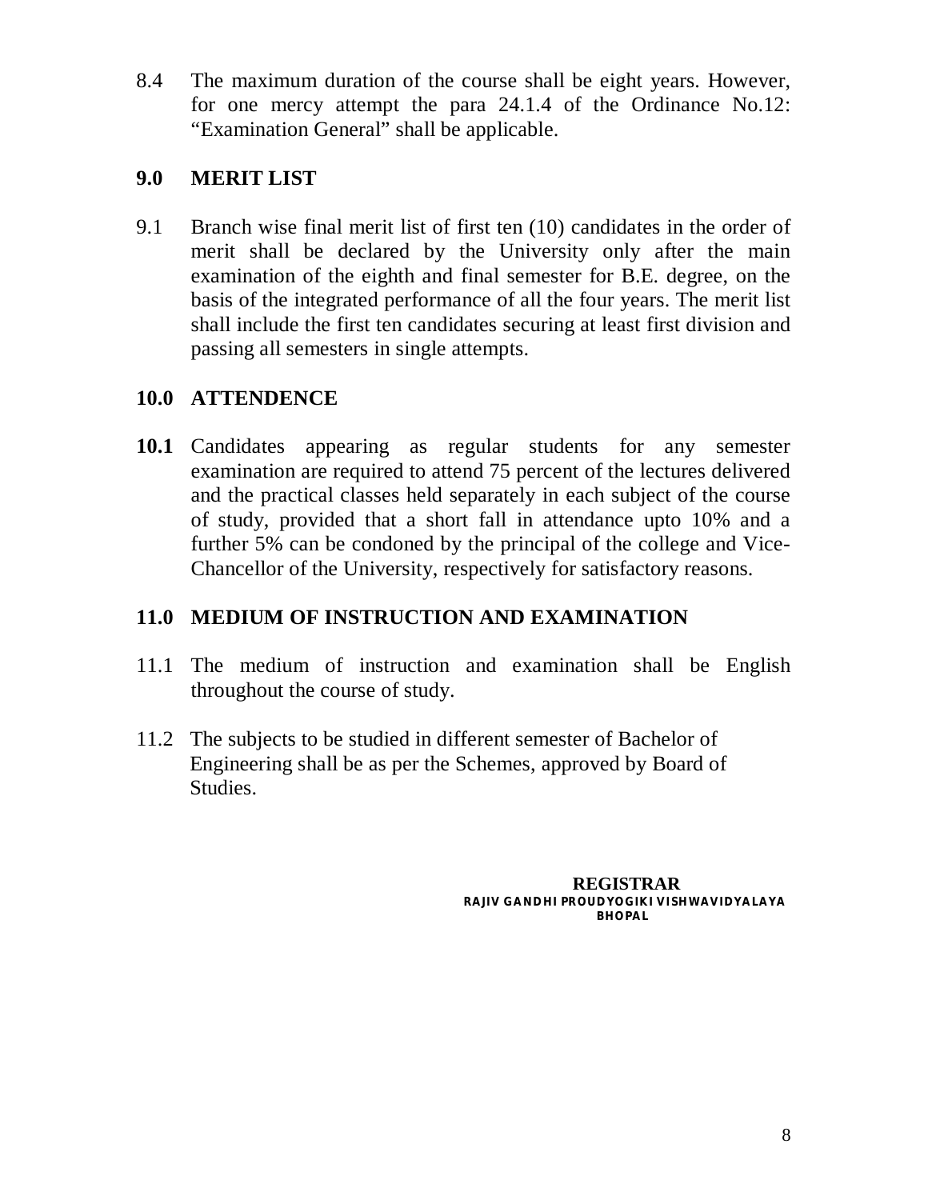8.4 The maximum duration of the course shall be eight years. However, for one mercy attempt the para 24.1.4 of the Ordinance No.12: "Examination General" shall be applicable.

## 9.0 MERIT LIST

9.1 Branch wise final merit list of first ten (10) candidates in the order of merit shall be declared by the University only after the main examination of the eighth and final semester for B.E. degree, on the basis of the integrated performance of all the four years. The merit list shall include the first ten candidates securing at least first division and passing all semesters in single attempts.

## 10.0 ATTENDENCE

**10.1** Candidates appearing as regular students for any semester examination are required to attend 75 percent of the lectures delivered and the practical classes held separately in each subject of the course of study, provided that a short fall in attendance upto 10% and a further 5% can be condoned by the principal of the college and Vice-Chancellor of the University, respectively for satisfactory reasons.

## 11.0 MEDIUM OF INSTRUCTION AND EXAMINATION

11.1 The medium of instruction and examination shall be English throughout the course of study.

11.2 The subjects to be studied in different semester of Bachelor of Engineering shall be as per the Schemes, approved by Board of Studies.

**REGISTRAR**
**RAJIV GANDHI PROUDYOGIKI VISHWAVIDYALAYA**
**BHOPAL**